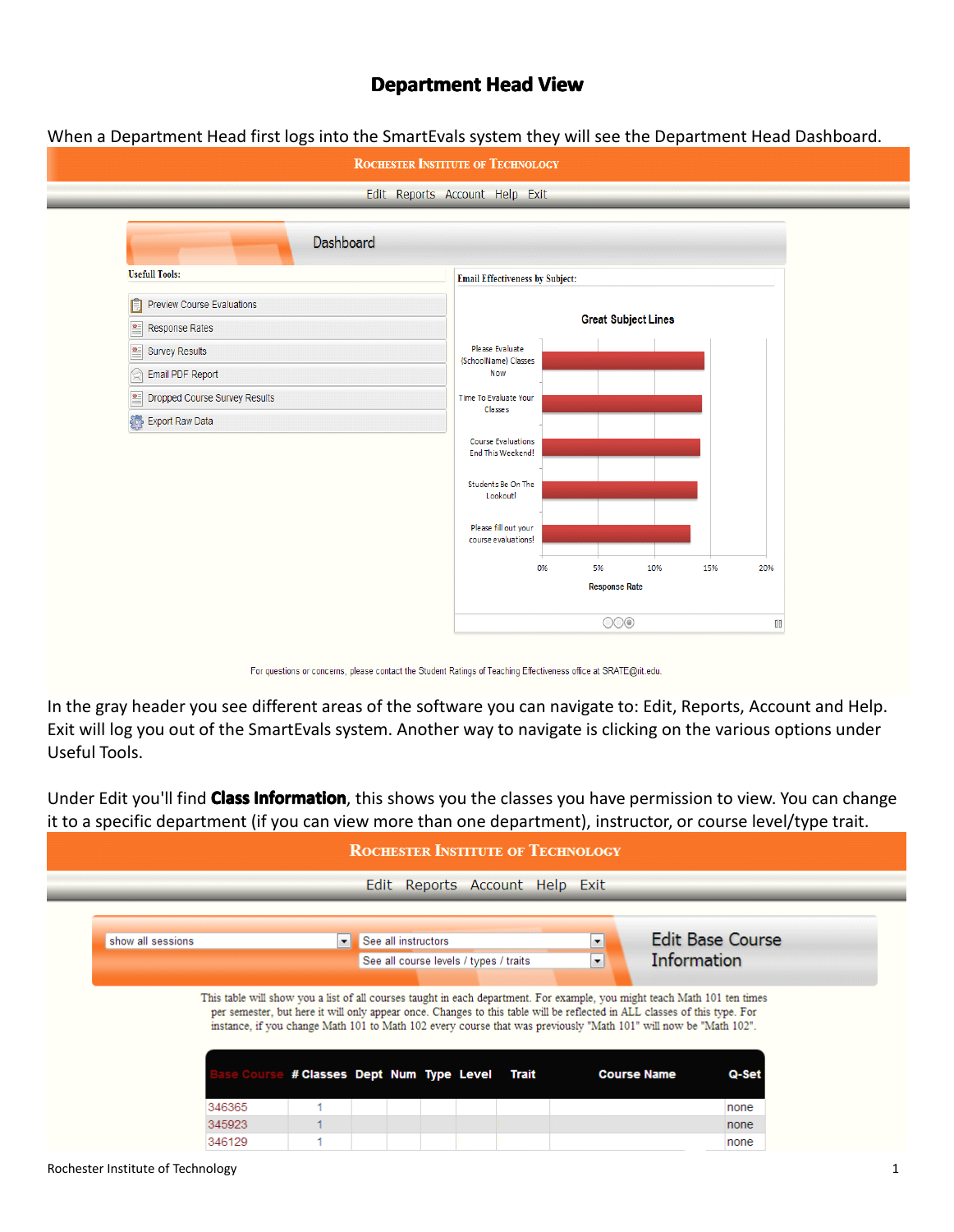# Department Head View

When a Department Head first logs into the SmartEvals system they will see the Department Head Dashboard.

Rochester Institute of Technology

Edit Reports Account Help Exit

Dashboard

Usefull Tools:

- Preview Course Evaluations
- Response Rates
- Survey Results
- Email PDF Report
- Dropped Course Survey Results
- Export Raw Data

Email Effectiveness by Subject:

Great Subject Lines

- Please Evaluate {SchoolName} Classes Now
- Time To Evaluate Your Classes
- Course Evaluations End This Weekend!
- Students Be On The Lookout!
- Please fill out your course evaluations!

0% 5% 10% 15% 20%

Response Rate

For questions or concerns, please contact the Student Ratings of Teaching Effectiveness office at SRATE@rit.edu.

In the gray header you see different areas of the software you can navigate to: Edit, Reports, Account and Help. Exit will log you out of the SmartEvals system. Another way to navigate is clicking on the various options under Useful Tools.

Under Edit you'll find **Class Information**, this shows you the classes you have permission to view. You can change it to a specific department (if you can view more than one department), instructor, or course level/type trait.

Rochester Institute of Technology

Edit Reports Account Help Exit

show all sessions | See all instructors | See all course levels / types / traits

Edit Base Course Information

This table will show you a list of all courses taught in each department. For example, you might teach Math 101 ten times per semester, but here it will only appear once. Changes to this table will be reflected in ALL classes of this type. For instance, if you change Math 101 to Math 102 every course that was previously "Math 101" will now be "Math 102".

| Base Course | # Classes | Dept | Num | Type | Level | Trait | Course Name | Q-Set |
|---|---|---|---|---|---|---|---|---|
| 346365 | 1 | | | | | | | none |
| 345923 | 1 | | | | | | | none |
| 346129 | 1 | | | | | | | none |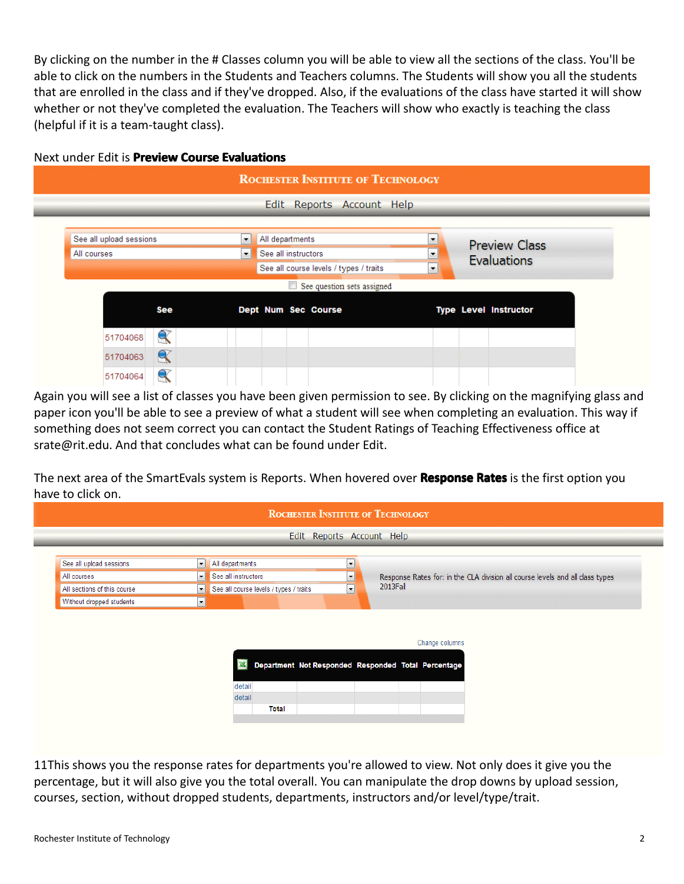By clicking on the number in the # Classes column you will be able to view all the sections of the class. You'll be able to click on the numbers in the Students and Teachers columns. The Students will show you all the students that are enrolled in the class and if they've dropped. Also, if the evaluations of the class have started it will show whether or not they've completed the evaluation. The Teachers will show who exactly is teaching the class (helpful if it is a team-taught class).

Next under Edit is **Preview Course Evaluations**

ROCHESTER INSTITUTE OF TECHNOLOGY

Edit Reports Account Help

See all upload sessions | All departments | Preview Class Evaluations
All courses | See all instructors
See all course levels / types / traits

See question sets assigned

| | See | Dept | Num | Sec | Course | Type | Level | Instructor |
|---|---|---|---|---|---|---|---|---|
| 51704068 | | | | | | | | |
| 51704063 | | | | | | | | |
| 51704064 | | | | | | | | |

Again you will see a list of classes you have been given permission to see. By clicking on the magnifying glass and paper icon you'll be able to see a preview of what a student will see when completing an evaluation. This way if something does not seem correct you can contact the Student Ratings of Teaching Effectiveness office at srate@rit.edu. And that concludes what can be found under Edit.

The next area of the SmartEvals system is Reports. When hovered over **Response Rates** is the first option you have to click on.

ROCHESTER INSTITUTE OF TECHNOLOGY

Edit Reports Account Help

See all upload sessions | All departments
All courses | See all instructors
All sections of this course | See all course levels / types / traits
Without dropped students

Response Rates for: in the CLA division all course levels and all class types
2013Fal

Change columns

| | Department | Not Responded | Responded | Total | Percentage |
|---|---|---|---|---|---|
| detail | | | | | |
| detail | | | | | |
| | Total | | | | |

11This shows you the response rates for departments you're allowed to view. Not only does it give you the percentage, but it will also give you the total overall. You can manipulate the drop downs by upload session, courses, section, without dropped students, departments, instructors and/or level/type/trait.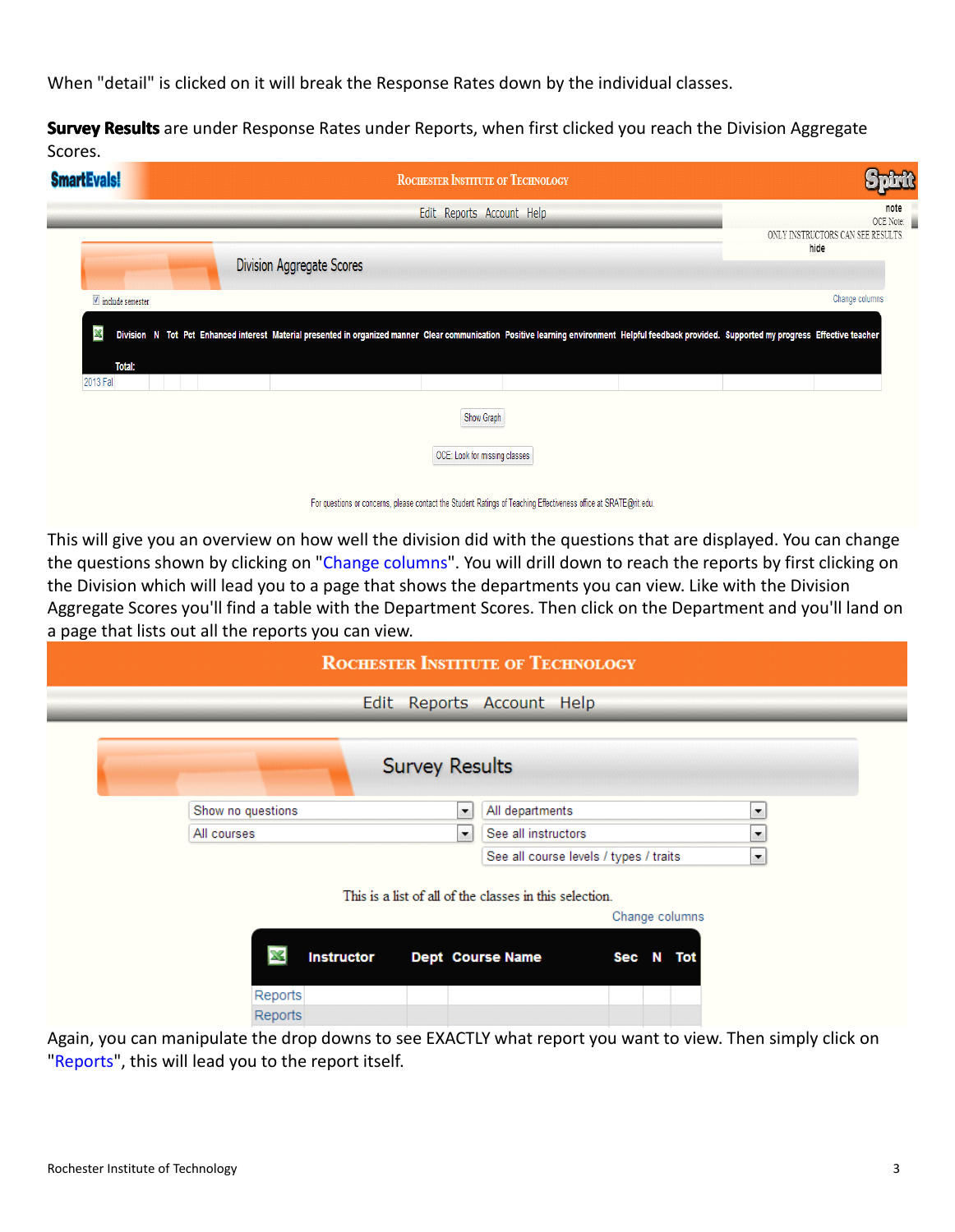When "detail" is clicked on it will break the Response Rates down by the individual classes.

**Survey Results** are under Response Rates under Reports, when first clicked you reach the Division Aggregate Scores.

SmartEvals! Rochester Institute of Technology Spirit

Edit Reports Account Help

note
OCE Note:
ONLY INSTRUCTORS CAN SEE RESULTS
hide

Division Aggregate Scores

include semester

Change columns

| Division | N | Tot | Pct | Enhanced interest | Material presented in organized manner | Clear communication | Positive learning environment | Helpful feedback provided. | Supported my progress | Effective teacher |
|---|---|---|---|---|---|---|---|---|---|---|
| Total: | | | | | | | | | | |
| 2013 Fal | | | | | | | | | | |

Show Graph

OCE: Look for missing classes

For questions or concerns, please contact the Student Ratings of Teaching Effectiveness office at SRATE@rit.edu.

This will give you an overview on how well the division did with the questions that are displayed. You can change the questions shown by clicking on "Change columns". You will drill down to reach the reports by first clicking on the Division which will lead you to a page that shows the departments you can view. Like with the Division Aggregate Scores you'll find a table with the Department Scores. Then click on the Department and you'll land on a page that lists out all the reports you can view.

Rochester Institute of Technology

Edit Reports Account Help

Survey Results

Show no questions | All departments
All courses | See all instructors
See all course levels / types / traits

This is a list of all of the classes in this selection.

Change columns

| | Instructor | Dept | Course Name | Sec | N | Tot |
|---|---|---|---|---|---|---|
| Reports | | | | | | |
| Reports | | | | | | |

Again, you can manipulate the drop downs to see EXACTLY what report you want to view. Then simply click on "Reports", this will lead you to the report itself.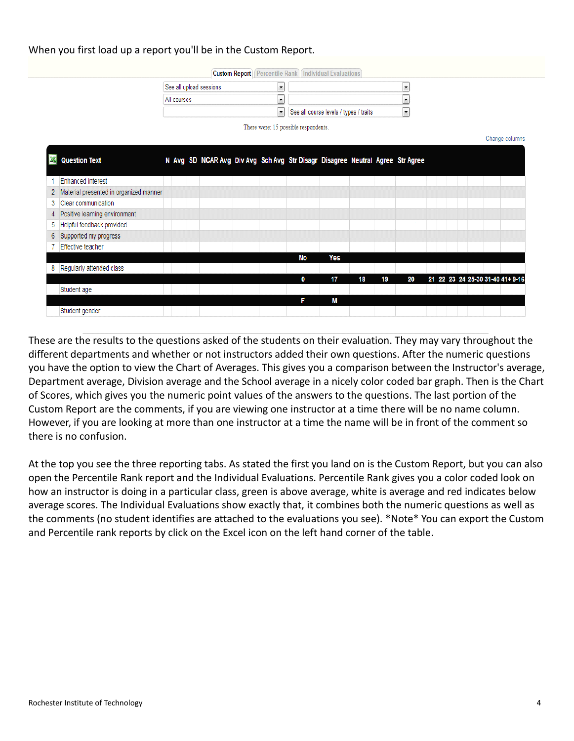When you first load up a report you'll be in the Custom Report.

Custom Report | Percentile Rank | Individual Evaluations

See all upload sessions
All courses
See all course levels / types / traits

There were: 15 possible respondents.

Change columns

| | Question Text | N | Avg | SD | NCAR Avg | Div Avg | Sch Avg | Str Disagr | Disagree | Neutral | Agree | Str Agree | | | | | | | | |
|---|---|---|---|---|---|---|---|---|---|---|---|---|---|---|---|---|---|---|---|---|
| 1 | Enhanced interest | | | | | | | | | | | | | | | | | | | |
| 2 | Material presented in organized manner | | | | | | | | | | | | | | | | | | | |
| 3 | Clear communication | | | | | | | | | | | | | | | | | | | |
| 4 | Positive learning environment | | | | | | | | | | | | | | | | | | | |
| 5 | Helpful feedback provided. | | | | | | | | | | | | | | | | | | | |
| 6 | Supported my progress | | | | | | | | | | | | | | | | | | | |
| 7 | Effective teacher | | | | | | | | | | | | | | | | | | | |
| | | | | | | | | No | Yes | | | | | | | | | | | |
| 8 | Regularly attended class | | | | | | | | | | | | | | | | | | | |
| | | | | | | | | 0 | 17 | 18 | 19 | 20 | 21 | 22 | 23 | 24 | 25-30 | 31-40 | 41+ | 9-16 |
| | Student age | | | | | | | | | | | | | | | | | | | |
| | | | | | | | | F | M | | | | | | | | | | | |
| | Student gender | | | | | | | | | | | | | | | | | | | |

These are the results to the questions asked of the students on their evaluation. They may vary throughout the different departments and whether or not instructors added their own questions. After the numeric questions you have the option to view the Chart of Averages. This gives you a comparison between the Instructor's average, Department average, Division average and the School average in a nicely color coded bar graph. Then is the Chart of Scores, which gives you the numeric point values of the answers to the questions. The last portion of the Custom Report are the comments, if you are viewing one instructor at a time there will be no name column. However, if you are looking at more than one instructor at a time the name will be in front of the comment so there is no confusion.

At the top you see the three reporting tabs. As stated the first you land on is the Custom Report, but you can also open the Percentile Rank report and the Individual Evaluations. Percentile Rank gives you a color coded look on how an instructor is doing in a particular class, green is above average, white is average and red indicates below average scores. The Individual Evaluations show exactly that, it combines both the numeric questions as well as the comments (no student identifies are attached to the evaluations you see). *Note* You can export the Custom and Percentile rank reports by click on the Excel icon on the left hand corner of the table.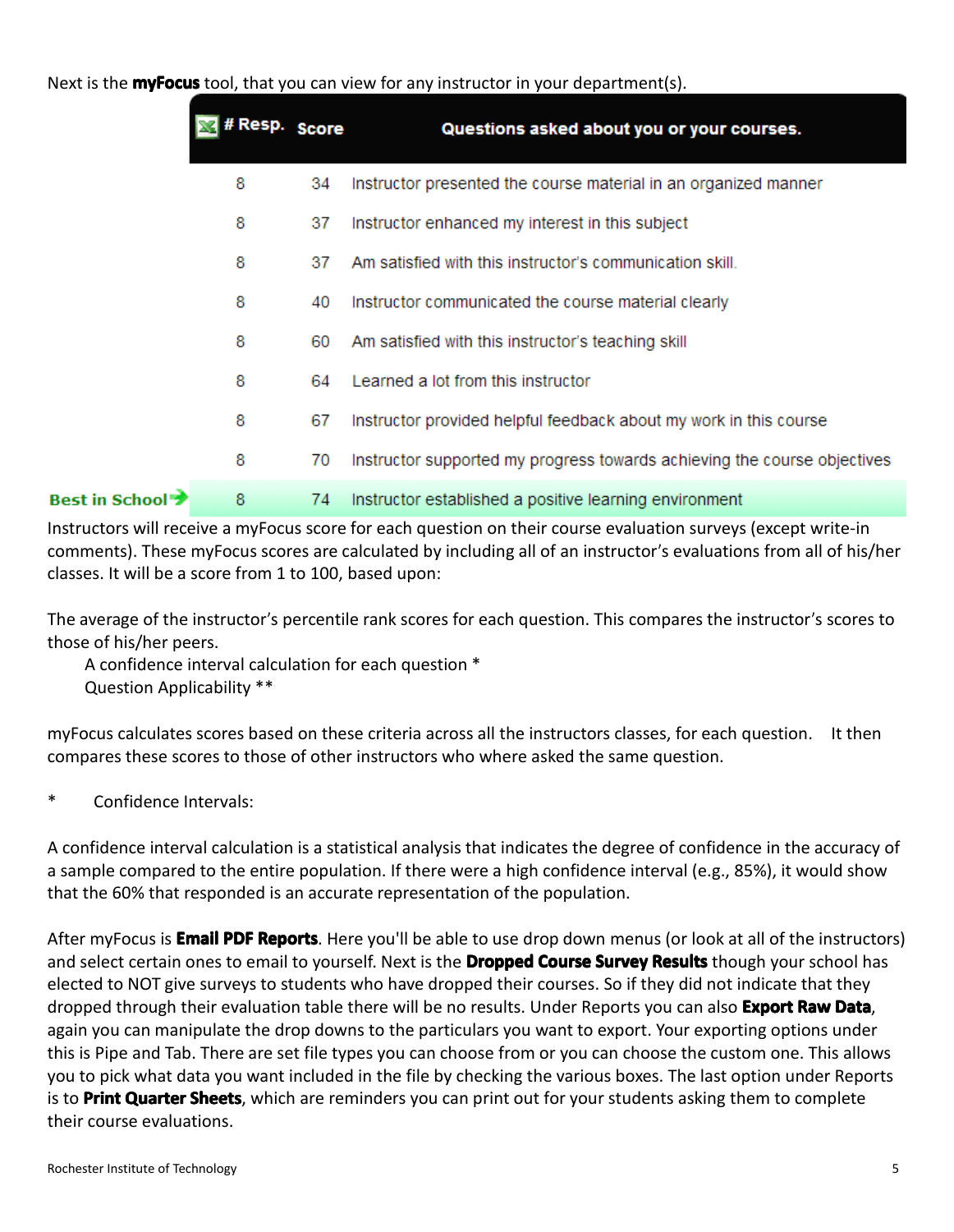Next is the **myFocus** tool, that you can view for any instructor in your department(s).

| | # Resp. | Score | Questions asked about you or your courses. |
|---|---|---|---|
| | 8 | 34 | Instructor presented the course material in an organized manner |
| | 8 | 37 | Instructor enhanced my interest in this subject |
| | 8 | 37 | Am satisfied with this instructor's communication skill. |
| | 8 | 40 | Instructor communicated the course material clearly |
| | 8 | 60 | Am satisfied with this instructor's teaching skill |
| | 8 | 64 | Learned a lot from this instructor |
| | 8 | 67 | Instructor provided helpful feedback about my work in this course |
| | 8 | 70 | Instructor supported my progress towards achieving the course objectives |
| Best in School | 8 | 74 | Instructor established a positive learning environment |

Instructors will receive a myFocus score for each question on their course evaluation surveys (except write-in comments). These myFocus scores are calculated by including all of an instructor's evaluations from all of his/her classes. It will be a score from 1 to 100, based upon:

The average of the instructor's percentile rank scores for each question. This compares the instructor's scores to those of his/her peers.

A confidence interval calculation for each question *
Question Applicability **

myFocus calculates scores based on these criteria across all the instructors classes, for each question. It then compares these scores to those of other instructors who where asked the same question.

\* Confidence Intervals:

A confidence interval calculation is a statistical analysis that indicates the degree of confidence in the accuracy of a sample compared to the entire population. If there were a high confidence interval (e.g., 85%), it would show that the 60% that responded is an accurate representation of the population.

After myFocus is **Email PDF Reports**. Here you'll be able to use drop down menus (or look at all of the instructors) and select certain ones to email to yourself. Next is the **Dropped Course Survey Results** though your school has elected to NOT give surveys to students who have dropped their courses. So if they did not indicate that they dropped through their evaluation table there will be no results. Under Reports you can also **Export Raw Data**, again you can manipulate the drop downs to the particulars you want to export. Your exporting options under this is Pipe and Tab. There are set file types you can choose from or you can choose the custom one. This allows you to pick what data you want included in the file by checking the various boxes. The last option under Reports is to **Print Quarter Sheets**, which are reminders you can print out for your students asking them to complete their course evaluations.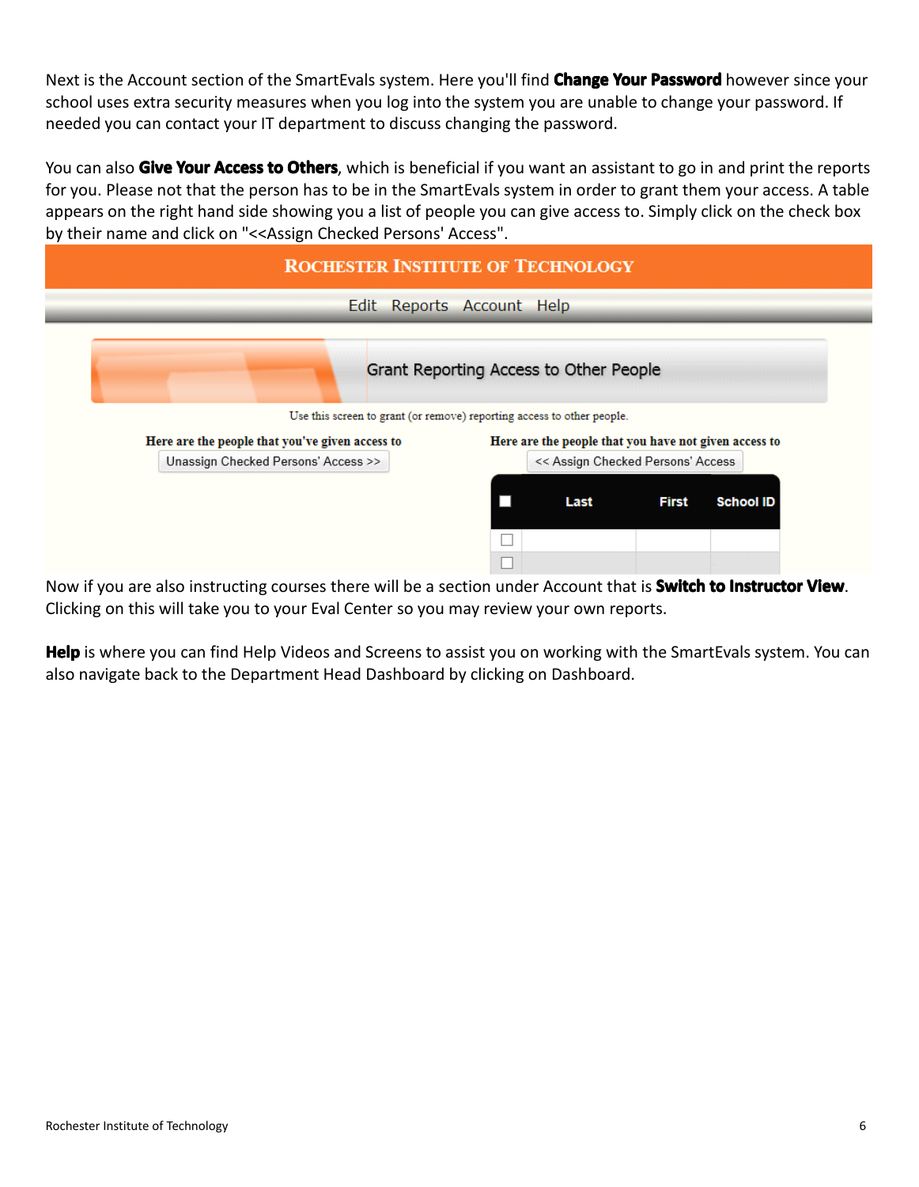Next is the Account section of the SmartEvals system. Here you'll find **Change Your Password** however since your school uses extra security measures when you log into the system you are unable to change your password. If needed you can contact your IT department to discuss changing the password.

You can also **Give Your Access to Others**, which is beneficial if you want an assistant to go in and print the reports for you. Please not that the person has to be in the SmartEvals system in order to grant them your access. A table appears on the right hand side showing you a list of people you can give access to. Simply click on the check box by their name and click on "<<Assign Checked Persons' Access".

ROCHESTER INSTITUTE OF TECHNOLOGY

Edit Reports Account Help

Grant Reporting Access to Other People

Use this screen to grant (or remove) reporting access to other people.

Here are the people that you've given access to

Unassign Checked Persons' Access >>

Here are the people that you have not given access to

<< Assign Checked Persons' Access

| ☐ | Last | First | School ID |
|---|---|---|---|
| ☐ | | | |
| ☐ | | | |

Now if you are also instructing courses there will be a section under Account that is **Switch to Instructor View**. Clicking on this will take you to your Eval Center so you may review your own reports.

**Help** is where you can find Help Videos and Screens to assist you on working with the SmartEvals system. You can also navigate back to the Department Head Dashboard by clicking on Dashboard.